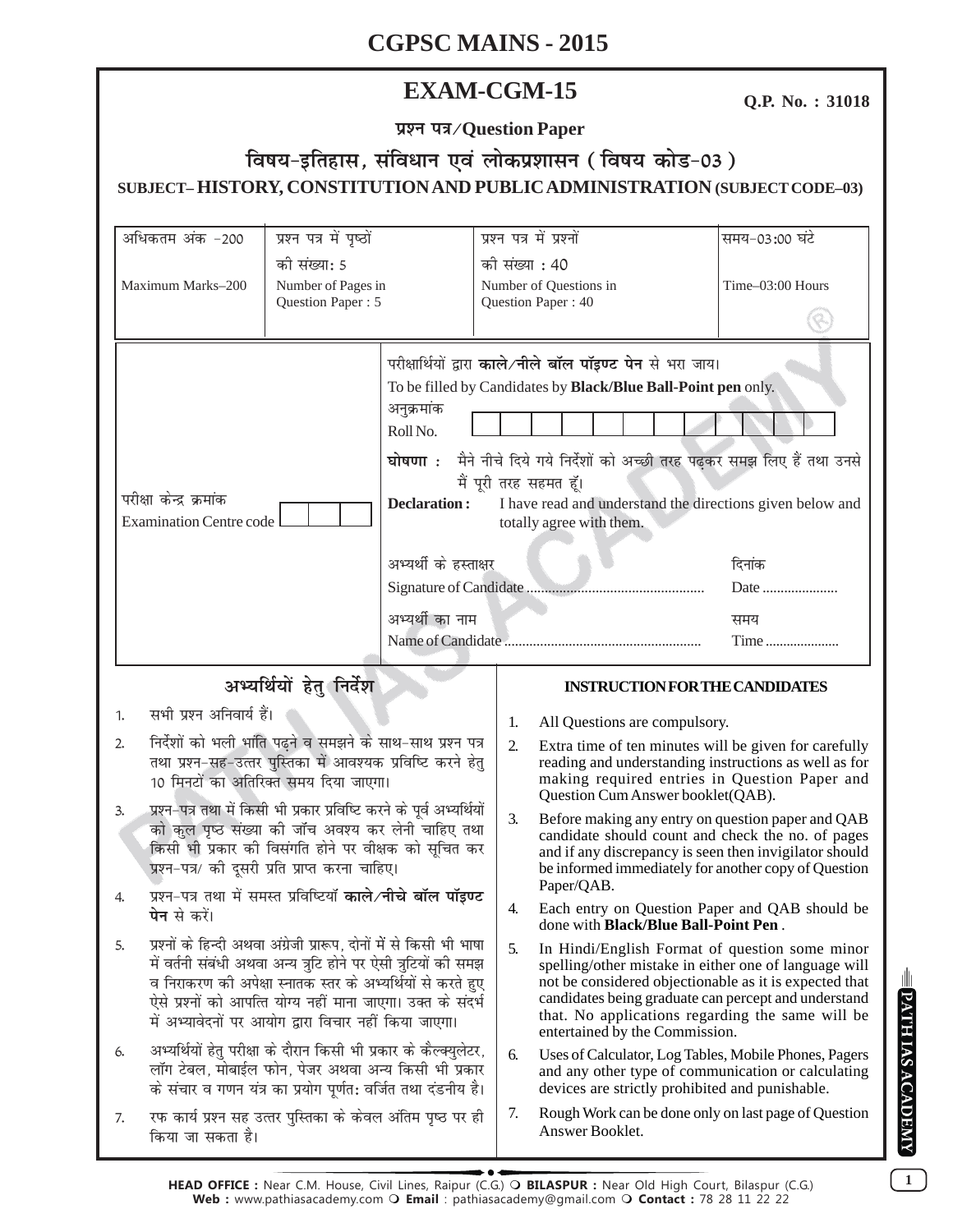# CGPSC MAINS - 2015

## EXAM-CGM-15

**Q.P. No. : 31018**

**प्रश्न पत्र/Question Paper**

### विषय-इतिहास, संविधान एवं लोकप्रशासन (विषय कोड-03)

### SUBJECT– HISTORY, CONSTITUTION AND PUBLIC ADMINISTRATION (SUBJECT CODE–03)

| अधिकतम अंक -200 Maximum Marks–200 | प्रश्न पत्र में पृष्ठों की संख्या: 5 Number of Pages in Question Paper : 5 | प्रश्न पत्र में प्रश्नों की संख्या : 40 Number of Questions in Question Paper : 40 | समय-03:00 घंटे Time–03:00 Hours |
|---|---|---|---|

परीक्षार्थियों द्वारा **काले/नीले बॉल पॉइण्ट पेन** से भरा जाय।
To be filled by Candidates by **Black/Blue Ball-Point pen** only.

अनुक्रमांक
Roll No.

परीक्षा केन्द्र क्रमांक
Examination Centre code

**घोषणा :** मैने नीचे दिये गये निर्देशों को अच्छी तरह पढ़कर समझ लिए हैं तथा उनसे मैं पूरी तरह सहमत हूँ।

**Declaration :** I have read and understand the directions given below and totally agree with them.

अभ्यर्थी के हस्ताक्षर
Signature of Candidate ................................................

दिनांक
Date .....................

अभ्यर्थी का नाम
Name of Candidate ......................................................

समय
Time .....................

### अभ्यर्थियों हेतु निर्देश

1. सभी प्रश्न अनिवार्य हैं।
2. निर्देशों को भली भांति पढ़ने व समझने के साथ-साथ प्रश्न पत्र तथा प्रश्न-सह-उत्तर पुस्तिका में आवश्यक प्रविष्टि करने हेतु 10 मिनटों का अतिरिक्त समय दिया जाएगा।
3. प्रश्न-पत्र तथा में किसी भी प्रकार प्रविष्टि करने के पूर्व अभ्यर्थियों को कुल पृष्ठ संख्या की जाँच अवश्य कर लेनी चाहिए तथा किसी भी प्रकार की विसंगति होने पर वीक्षक को सूचित कर प्रश्न-पत्र/ की दूसरी प्रति प्राप्त करना चाहिए।
4. प्रश्न-पत्र तथा में समस्त प्रविष्टियाँ **काले/नीचे बॉल पॉइण्ट पेन** से करें।
5. प्रश्नों के हिन्दी अथवा अंग्रेजी प्रारूप, दोनों में से किसी भी भाषा में वर्तनी संबंधी अथवा अन्य त्रुटि होने पर ऐसी त्रुटियों की समझ व निराकरण की अपेक्षा स्नातक स्तर के अभ्यर्थियों से करते हुए ऐसे प्रश्नों को आपत्ति योग्य नहीं माना जाएगा। उक्त के संदर्भ में अभ्यावेदनों पर आयोग द्वारा विचार नहीं किया जाएगा।
6. अभ्यर्थियों हेतु परीक्षा के दौरान किसी भी प्रकार के कैल्क्युलेटर, लॉग टेबल, मोबाईल फोन, पेजर अथवा अन्य किसी भी प्रकार के संचार व गणन यंत्र का प्रयोग पूर्णतः वर्जित तथा दंडनीय है।
7. रफ कार्य प्रश्न सह उत्तर पुस्तिका के केवल अंतिम पृष्ठ पर ही किया जा सकता है।

### INSTRUCTION FOR THE CANDIDATES

1. All Questions are compulsory.
2. Extra time of ten minutes will be given for carefully reading and understanding instructions as well as for making required entries in Question Paper and Question Cum Answer booklet(QAB).
3. Before making any entry on question paper and QAB candidate should count and check the no. of pages and if any discrepancy is seen then invigilator should be informed immediately for another copy of Question Paper/QAB.
4. Each entry on Question Paper and QAB should be done with **Black/Blue Ball-Point Pen**.
5. In Hindi/English Format of question some minor spelling/other mistake in either one of language will not be considered objectionable as it is expected that candidates being graduate can percept and understand that. No applications regarding the same will be entertained by the Commission.
6. Uses of Calculator, Log Tables, Mobile Phones, Pagers and any other type of communication or calculating devices are strictly prohibited and punishable.
7. Rough Work can be done only on last page of Question Answer Booklet.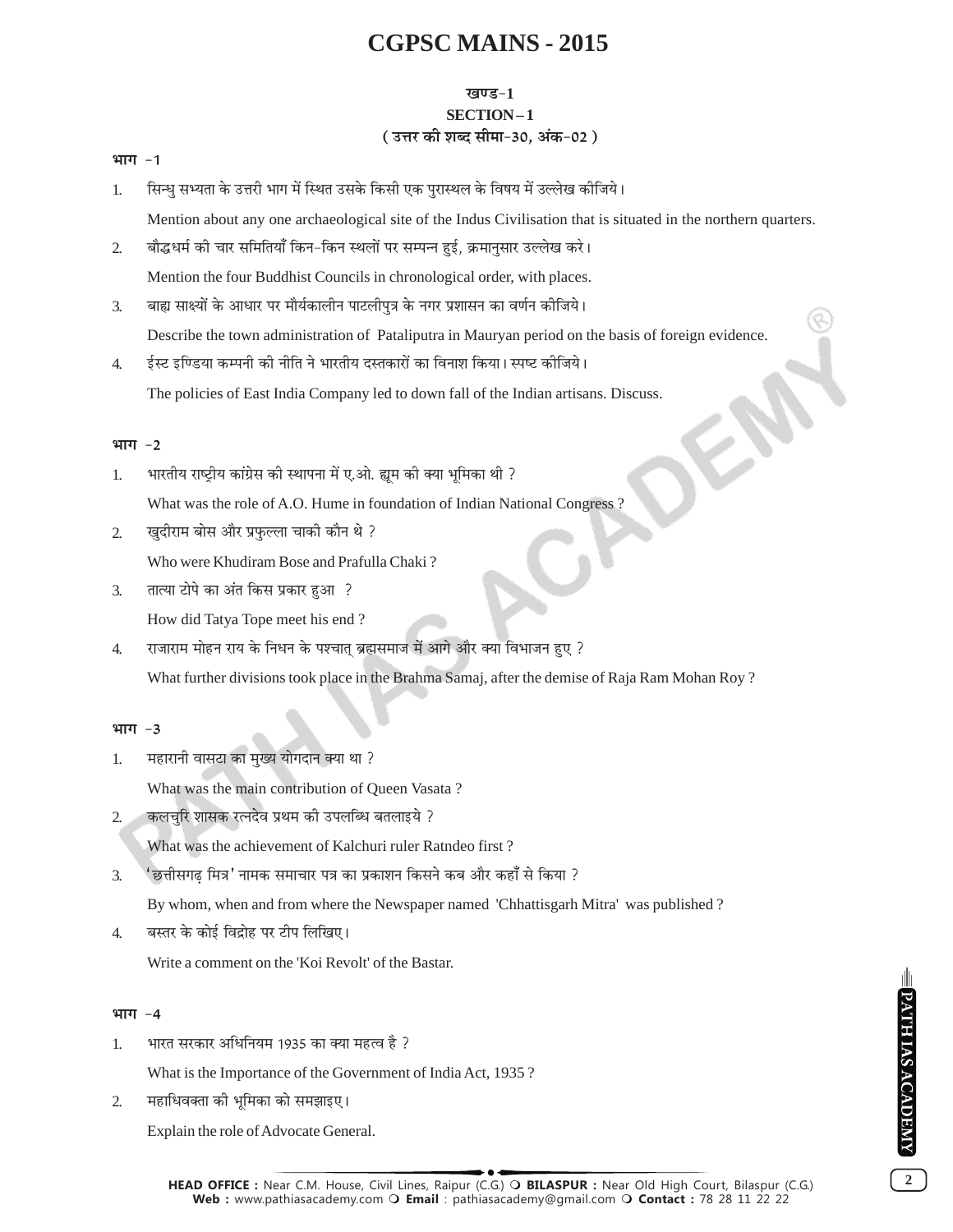# CGPSC MAINS - 2015

### खण्ड-1

### SECTION – 1

### ( उत्तर की शब्द सीमा-30, अंक-02 )

**भाग -1**

1. सिन्धु सभ्यता के उत्तरी भाग में स्थित उसके किसी एक पुरास्थल के विषय में उल्लेख कीजिये।

   Mention about any one archaeological site of the Indus Civilisation that is situated in the northern quarters.

2. बौद्धधर्म की चार समितियाँ किन-किन स्थलों पर सम्पन्न हुई, क्रमानुसार उल्लेख करे।

   Mention the four Buddhist Councils in chronological order, with places.

3. बाह्य साक्ष्यों के आधार पर मौर्यकालीन पाटलीपुत्र के नगर प्रशासन का वर्णन कीजिये।

   Describe the town administration of Pataliputra in Mauryan period on the basis of foreign evidence.

4. ईस्ट इण्डिया कम्पनी की नीति ने भारतीय दस्तकारों का विनाश किया। स्पष्ट कीजिये।

   The policies of East India Company led to down fall of the Indian artisans. Discuss.

**भाग -2**

1. भारतीय राष्ट्रीय कांग्रेस की स्थापना में ए.ओ. ह्यूम की क्या भूमिका थी ?

   What was the role of A.O. Hume in foundation of Indian National Congress ?

2. खुदीराम बोस और प्रफुल्ला चाकी कौन थे ?

   Who were Khudiram Bose and Prafulla Chaki ?

3. तात्या टोपे का अंत किस प्रकार हुआ ?

   How did Tatya Tope meet his end ?

4. राजाराम मोहन राय के निधन के पश्चात् ब्रह्मसमाज में आगे और क्या विभाजन हुए ?

   What further divisions took place in the Brahma Samaj, after the demise of Raja Ram Mohan Roy ?

**भाग -3**

1. महारानी वासटा का मुख्य योगदान क्या था ?

   What was the main contribution of Queen Vasata ?

2. कलचुरि शासक रत्नदेव प्रथम की उपलब्धि बतलाइये ?

   What was the achievement of Kalchuri ruler Ratndeo first ?

3. 'छत्तीसगढ़ मित्र' नामक समाचार पत्र का प्रकाशन किसने कब और कहाँ से किया ?

   By whom, when and from where the Newspaper named 'Chhattisgarh Mitra' was published ?

4. बस्तर के कोई विद्रोह पर टीप लिखिए।

   Write a comment on the 'Koi Revolt' of the Bastar.

**भाग -4**

1. भारत सरकार अधिनियम 1935 का क्या महत्व है ?

   What is the Importance of the Government of India Act, 1935 ?

2. महाधिवक्ता की भूमिका को समझाइए।

   Explain the role of Advocate General.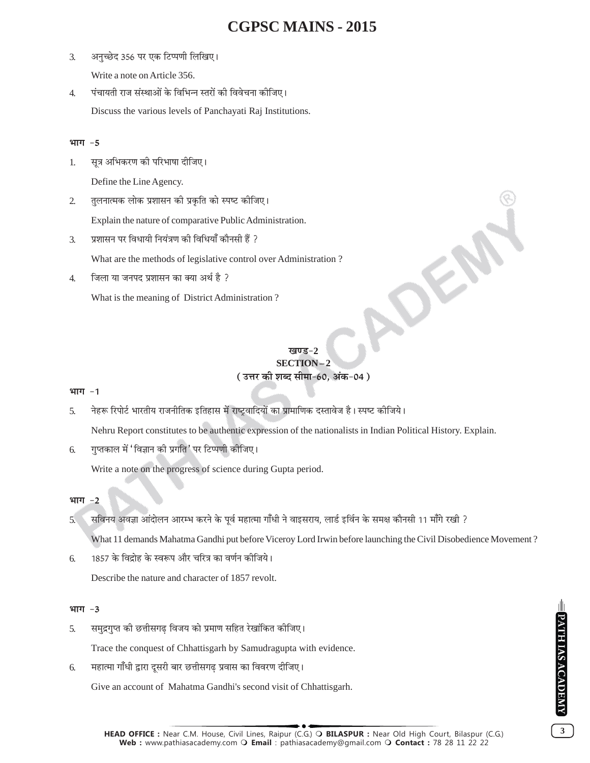3. अनुच्छेद 356 पर एक टिप्पणी लिखिए।

   Write a note on Article 356.

4. पंचायती राज संस्थाओं के विभिन्न स्तरों की विवेचना कीजिए।

   Discuss the various levels of Panchayati Raj Institutions.

### भाग -5

1. सूत्र अभिकरण की परिभाषा दीजिए।

   Define the Line Agency.

2. तुलनात्मक लोक प्रशासन की प्रकृति को स्पष्ट कीजिए।

   Explain the nature of comparative Public Administration.

3. प्रशासन पर विधायी नियंत्रण की विधियाँ कौनसी हैं ?

   What are the methods of legislative control over Administration ?

4. जिला या जनपद प्रशासन का क्या अर्थ है ?

   What is the meaning of District Administration ?

## खण्ड-2
## SECTION – 2
**( उत्तर की शब्द सीमा-60, अंक-04 )**

### भाग -1

5. नेहरू रिपोर्ट भारतीय राजनीतिक इतिहास में राष्ट्रवादियों का प्रामाणिक दस्तावेज है। स्पष्ट कीजिये।

   Nehru Report constitutes to be authentic expression of the nationalists in Indian Political History. Explain.

6. गुप्तकाल में 'विज्ञान की प्रगति' पर टिप्पणी कीजिए।

   Write a note on the progress of science during Gupta period.

### भाग -2

5. सविनय अवज्ञा आंदोलन आरम्भ करने के पूर्व महात्मा गाँधी ने वाइसराय, लार्ड इर्विन के समक्ष कौनसी 11 माँगे रखी ?

   What 11 demands Mahatma Gandhi put before Viceroy Lord Irwin before launching the Civil Disobedience Movement ?

6. 1857 के विद्रोह के स्वरूप और चरित्र का वर्णन कीजिये।

   Describe the nature and character of 1857 revolt.

### भाग -3

5. समुद्रगुप्त की छत्तीसगढ़ विजय को प्रमाण सहित रेखांकित कीजिए।

   Trace the conquest of Chhattisgarh by Samudragupta with evidence.

6. महात्मा गाँधी द्वारा दूसरी बार छत्तीसगढ़ प्रवास का विवरण दीजिए।

   Give an account of Mahatma Gandhi's second visit of Chhattisgarh.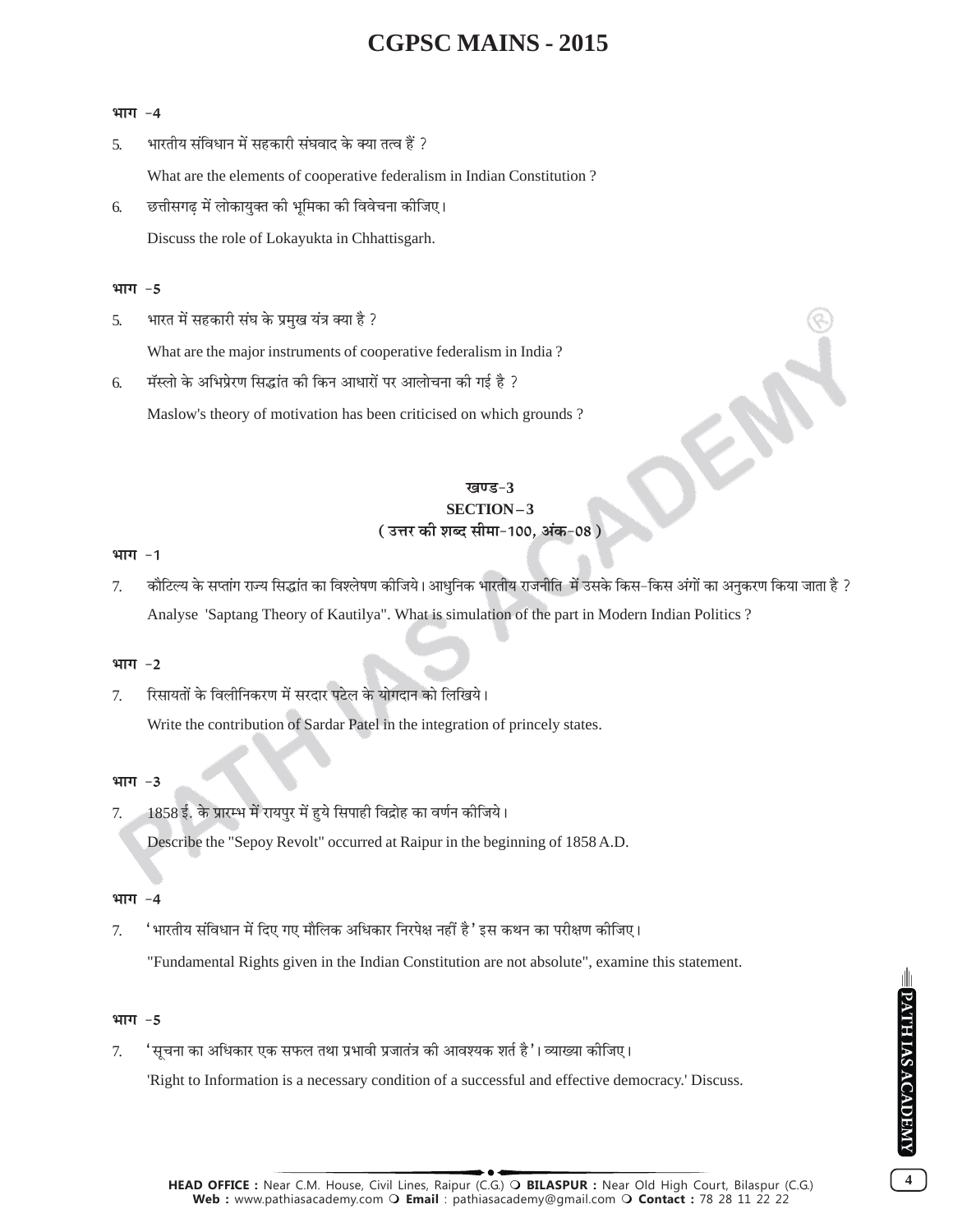**भाग -4**

5. भारतीय संविधान में सहकारी संघवाद के क्या तत्व हैं ?

   What are the elements of cooperative federalism in Indian Constitution ?

6. छत्तीसगढ़ में लोकायुक्त की भूमिका की विवेचना कीजिए।

   Discuss the role of Lokayukta in Chhattisgarh.

**भाग -5**

5. भारत में सहकारी संघ के प्रमुख यंत्र क्या है ?

   What are the major instruments of cooperative federalism in India ?

6. मॅस्लो के अभिप्रेरण सिद्धांत की किन आधारों पर आलोचना की गई है ?

   Maslow's theory of motivation has been criticised on which grounds ?

## खण्ड-3
## SECTION – 3
### ( उत्तर की शब्द सीमा-100, अंक-08 )

**भाग -1**

7. कौटिल्य के सप्तांग राज्य सिद्धांत का विश्लेषण कीजिये। आधुनिक भारतीय राजनीति में उसके किस-किस अंगों का अनुकरण किया जाता है ?

   Analyse 'Saptang Theory of Kautilya". What is simulation of the part in Modern Indian Politics ?

**भाग -2**

7. रिसायतों के विलीनिकरण में सरदार पटेल के योगदान को लिखिये।

   Write the contribution of Sardar Patel in the integration of princely states.

**भाग -3**

7. 1858 ई. के प्रारम्भ में रायपुर में हुये सिपाही विद्रोह का वर्णन कीजिये।

   Describe the "Sepoy Revolt" occurred at Raipur in the beginning of 1858 A.D.

**भाग -4**

7. 'भारतीय संविधान में दिए गए मौलिक अधिकार निरपेक्ष नहीं है' इस कथन का परीक्षण कीजिए।

   "Fundamental Rights given in the Indian Constitution are not absolute", examine this statement.

**भाग -5**

7. 'सूचना का अधिकार एक सफल तथा प्रभावी प्रजातंत्र की आवश्यक शर्त है'। व्याख्या कीजिए।

   'Right to Information is a necessary condition of a successful and effective democracy.' Discuss.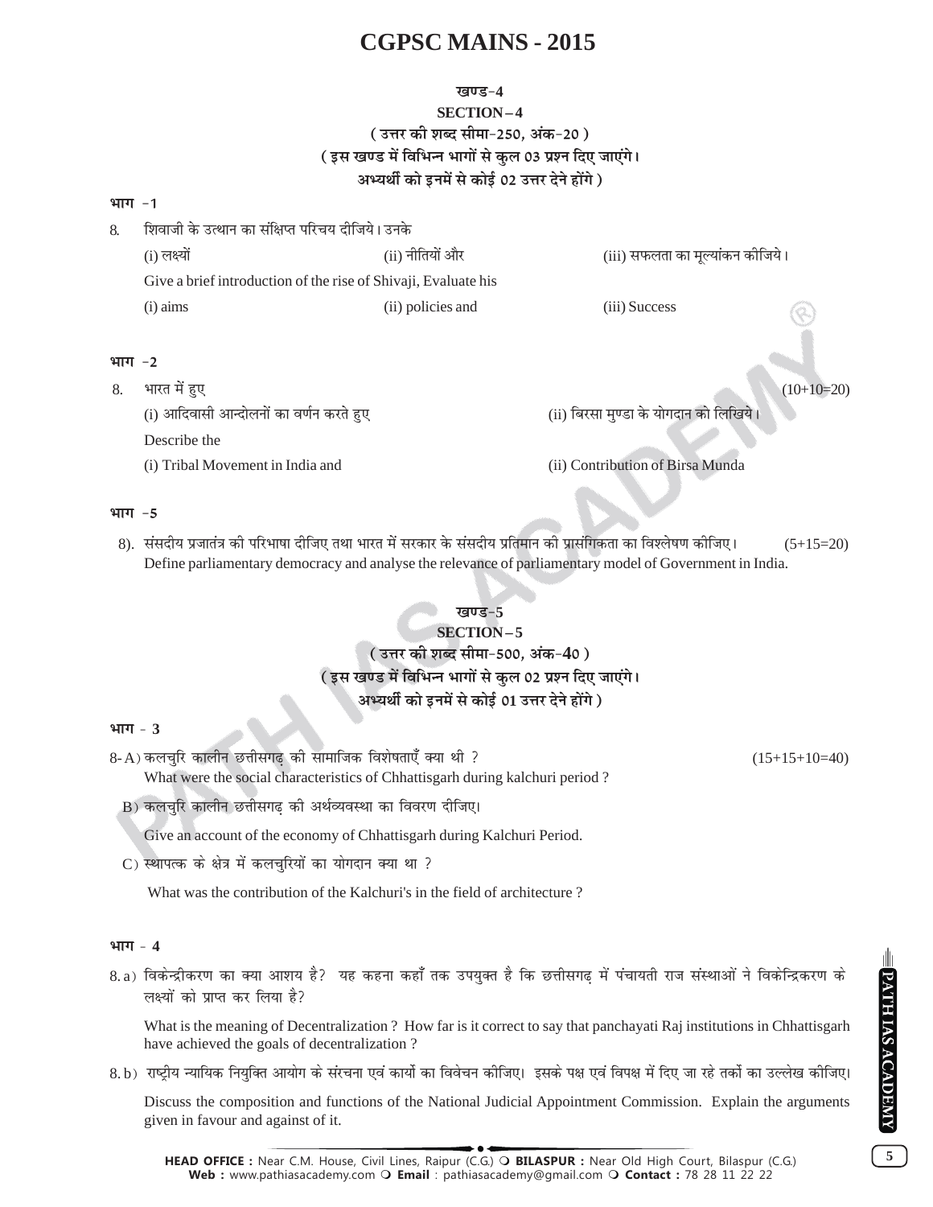# CGPSC MAINS - 2015

## खण्ड-4
## SECTION – 4

**( उत्तर की शब्द सीमा-250, अंक-20 )**
**( इस खण्ड में विभिन्न भागों से कुल 03 प्रश्न दिए जाएंगे। अभ्यर्थी को इनमें से कोई 02 उत्तर देने होंगे )**

### भाग -1

8. शिवाजी के उत्थान का संक्षिप्त परिचय दीजिये। उनके
 (i) लक्ष्यों (ii) नीतियों और (iii) सफलता का मूल्यांकन कीजिये।
 Give a brief introduction of the rise of Shivaji, Evaluate his
 (i) aims (ii) policies and (iii) Success

### भाग -2

8. भारत में हुए (10+10=20)
 (i) आदिवासी आन्दोलनों का वर्णन करते हुए (ii) बिरसा मुण्डा के योगदान को लिखिये।
 Describe the
 (i) Tribal Movement in India and (ii) Contribution of Birsa Munda

### भाग -5

8). संसदीय प्रजातंत्र की परिभाषा दीजिए तथा भारत में सरकार के संसदीय प्रतिमान की प्रासंगिकता का विश्लेषण कीजिए। (5+15=20)
 Define parliamentary democracy and analyse the relevance of parliamentary model of Government in India.

## खण्ड-5
## SECTION – 5

**( उत्तर की शब्द सीमा-500, अंक-40 )**
**( इस खण्ड में विभिन्न भागों से कुल 02 प्रश्न दिए जाएंगे। अभ्यर्थी को इनमें से कोई 01 उत्तर देने होंगे )**

### भाग - 3

8- A) कलचुरि कालीन छत्तीसगढ़ की सामाजिक विशेषताएँ क्या थी ? (15+15+10=40)
 What were the social characteristics of Chhattisgarh during kalchuri period ?

 B) कलचुरि कालीन छत्तीसगढ़ की अर्थव्यवस्था का विवरण दीजिए।
 Give an account of the economy of Chhattisgarh during Kalchuri Period.

 C) स्थापत्क के क्षेत्र में कलचुरियों का योगदान क्या था ?
 What was the contribution of the Kalchuri's in the field of architecture ?

### भाग - 4

8. a) विकेन्द्रीकरण का क्या आशय है? यह कहना कहाँ तक उपयुक्त है कि छत्तीसगढ़ में पंचायती राज संस्थाओं ने विकेन्द्रिकरण के लक्ष्यों को प्राप्त कर लिया है?

 What is the meaning of Decentralization ? How far is it correct to say that panchayati Raj institutions in Chhattisgarh have achieved the goals of decentralization ?

8. b) राष्ट्रीय न्यायिक नियुक्ति आयोग के संरचना एवं कार्यो का विवेचन कीजिए। इसके पक्ष एवं विपक्ष में दिए जा रहे तर्को का उल्लेख कीजिए।

 Discuss the composition and functions of the National Judicial Appointment Commission. Explain the arguments given in favour and against of it.